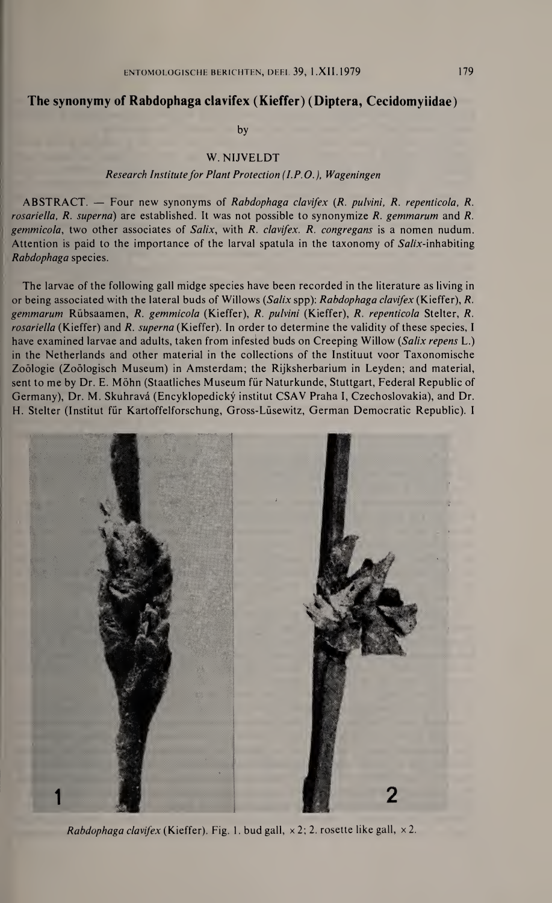## The synonymy of Rabdophaga clavifex (Kieffer) (Diptera, Cecidomyiidae)

by

W. NIJVELDT

*Research Institute for Plant Protection (I.P.O.), Wageningen*

ABSTRACT. — Four new synonyms of *Rabdophaga clavifex* (*R. pulvini*, *R. repenticola*, *R. rosariella*, *R. superna*) are established. It was not possible to synonymize *R. gemmarum* and *R. gemmicola*, two other associates of *Salix*, with *R. clavifex*. *R. congregans* is a nomen nudum. Attention is paid to the importance of the larval spatula in the taxonomy of *Salix*-inhabiting *Rabdophaga* species.

The larvae of the following gall midge species have been recorded in the literature as living in or being associated with the lateral buds of Willows (*Salix* spp): *Rabdophaga clavifex* (Kieffer), *R. gemmarum* Rübsaamen, *R. gemmicola* (Kieffer), *R. pulvini* (Kieffer), *R. repenticola* Stelter, *R. rosariella* (Kieffer) and *R. superna* (Kieffer). In order to determine the validity of these species, I have examined larvae and adults, taken from infested buds on Creeping Willow (*Salix repens* L.) in the Netherlands and other material in the collections of the Instituut voor Taxonomische Zoölogie (Zoölogisch Museum) in Amsterdam; the Rijksherbarium in Leyden; and material, sent to me by Dr. E. Möhn (Staatliches Museum für Naturkunde, Stuttgart, Federal Republic of Germany), Dr. M. Skuhravá (Encyklopedický institut CSAV Praha I, Czechoslovakia), and Dr. H. Stelter (Institut für Kartoffelforschung, Gross-Lüsewitz, German Democratic Republic). I

*Rabdophaga clavifex* (Kieffer). Fig. 1. bud gall, × 2; 2. rosette like gall, × 2.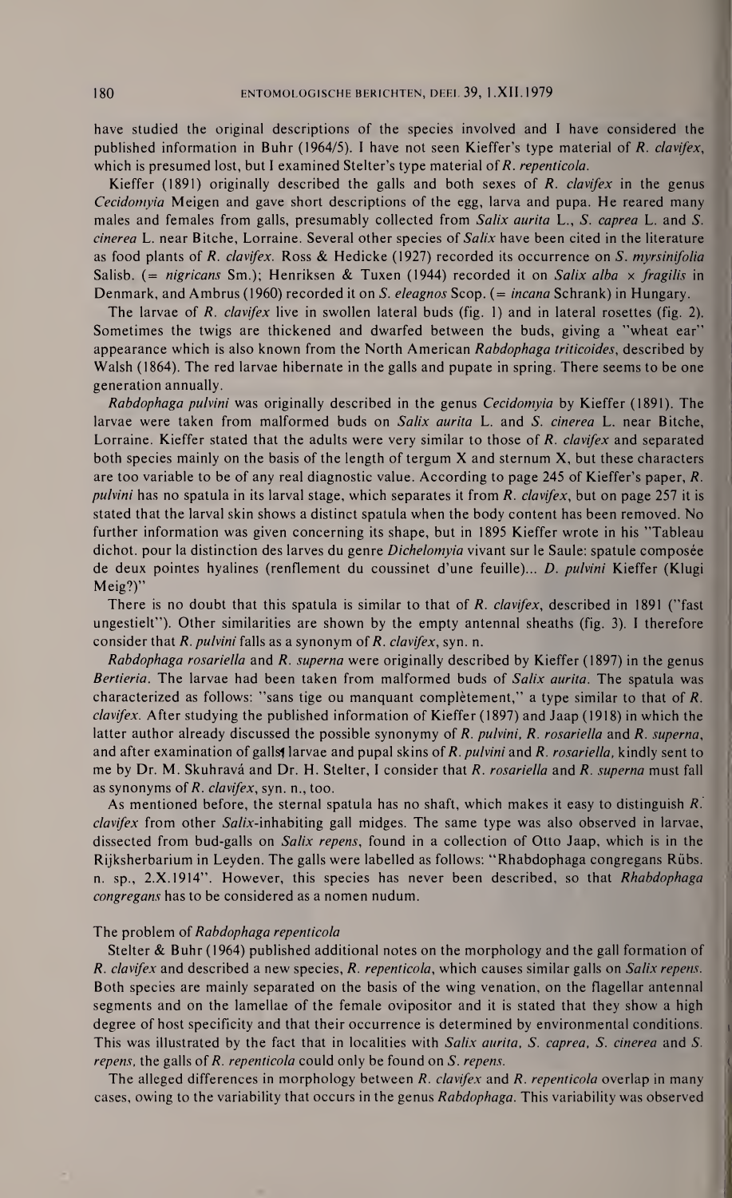have studied the original descriptions of the species involved and I have considered the published information in Buhr (1964/5). I have not seen Kieffer's type material of *R. clavifex*, which is presumed lost, but I examined Stelter's type material of *R. repenticola*.

Kieffer (1891) originally described the galls and both sexes of *R. clavifex* in the genus *Cecidomyia* Meigen and gave short descriptions of the egg, larva and pupa. He reared many males and females from galls, presumably collected from *Salix aurita* L., *S. caprea* L. and *S. cinerea* L. near Bitche, Lorraine. Several other species of *Salix* have been cited in the literature as food plants of *R. clavifex*. Ross & Hedicke (1927) recorded its occurrence on *S. myrsinifolia* Salisb. (= *nigricans* Sm.); Henriksen & Tuxen (1944) recorded it on *Salix alba* × *fragilis* in Denmark, and Ambrus (1960) recorded it on *S. eleagnos* Scop. (= *incana* Schrank) in Hungary.

The larvae of *R. clavifex* live in swollen lateral buds (fig. 1) and in lateral rosettes (fig. 2). Sometimes the twigs are thickened and dwarfed between the buds, giving a "wheat ear" appearance which is also known from the North American *Rabdophaga triticoides*, described by Walsh (1864). The red larvae hibernate in the galls and pupate in spring. There seems to be one generation annually.

*Rabdophaga pulvini* was originally described in the genus *Cecidomyia* by Kieffer (1891). The larvae were taken from malformed buds on *Salix aurita* L. and *S. cinerea* L. near Bitche, Lorraine. Kieffer stated that the adults were very similar to those of *R. clavifex* and separated both species mainly on the basis of the length of tergum X and sternum X, but these characters are too variable to be of any real diagnostic value. According to page 245 of Kieffer's paper, *R. pulvini* has no spatula in its larval stage, which separates it from *R. clavifex*, but on page 257 it is stated that the larval skin shows a distinct spatula when the body content has been removed. No further information was given concerning its shape, but in 1895 Kieffer wrote in his "Tableau dichot. pour la distinction des larves du genre *Dichelomyia* vivant sur le Saule: spatule composée de deux pointes hyalines (renflement du coussinet d'une feuille)... *D. pulvini* Kieffer (Klugi Meig?)"

There is no doubt that this spatula is similar to that of *R. clavifex*, described in 1891 ("fast ungestielt"). Other similarities are shown by the empty antennal sheaths (fig. 3). I therefore consider that *R. pulvini* falls as a synonym of *R. clavifex*, syn. n.

*Rabdophaga rosariella* and *R. superna* were originally described by Kieffer (1897) in the genus *Bertieria*. The larvae had been taken from malformed buds of *Salix aurita*. The spatula was characterized as follows: "sans tige ou manquant complètement," a type similar to that of *R. clavifex*. After studying the published information of Kieffer (1897) and Jaap (1918) in which the latter author already discussed the possible synonymy of *R. pulvini*, *R. rosariella* and *R. superna*, and after examination of galls, larvae and pupal skins of *R. pulvini* and *R. rosariella*, kindly sent to me by Dr. M. Skuhravá and Dr. H. Stelter, I consider that *R. rosariella* and *R. superna* must fall as synonyms of *R. clavifex*, syn. n., too.

As mentioned before, the sternal spatula has no shaft, which makes it easy to distinguish *R. clavifex* from other *Salix*-inhabiting gall midges. The same type was also observed in larvae, dissected from bud-galls on *Salix repens*, found in a collection of Otto Jaap, which is in the Rijksherbarium in Leyden. The galls were labelled as follows: "Rhabdophaga congregans Rübs. n. sp., 2.X.1914". However, this species has never been described, so that *Rhabdophaga congregans* has to be considered as a nomen nudum.

### The problem of *Rabdophaga repenticola*

Stelter & Buhr (1964) published additional notes on the morphology and the gall formation of *R. clavifex* and described a new species, *R. repenticola*, which causes similar galls on *Salix repens*. Both species are mainly separated on the basis of the wing venation, on the flagellar antennal segments and on the lamellae of the female ovipositor and it is stated that they show a high degree of host specificity and that their occurrence is determined by environmental conditions. This was illustrated by the fact that in localities with *Salix aurita*, *S. caprea*, *S. cinerea* and *S. repens*, the galls of *R. repenticola* could only be found on *S. repens*.

The alleged differences in morphology between *R. clavifex* and *R. repenticola* overlap in many cases, owing to the variability that occurs in the genus *Rabdophaga*. This variability was observed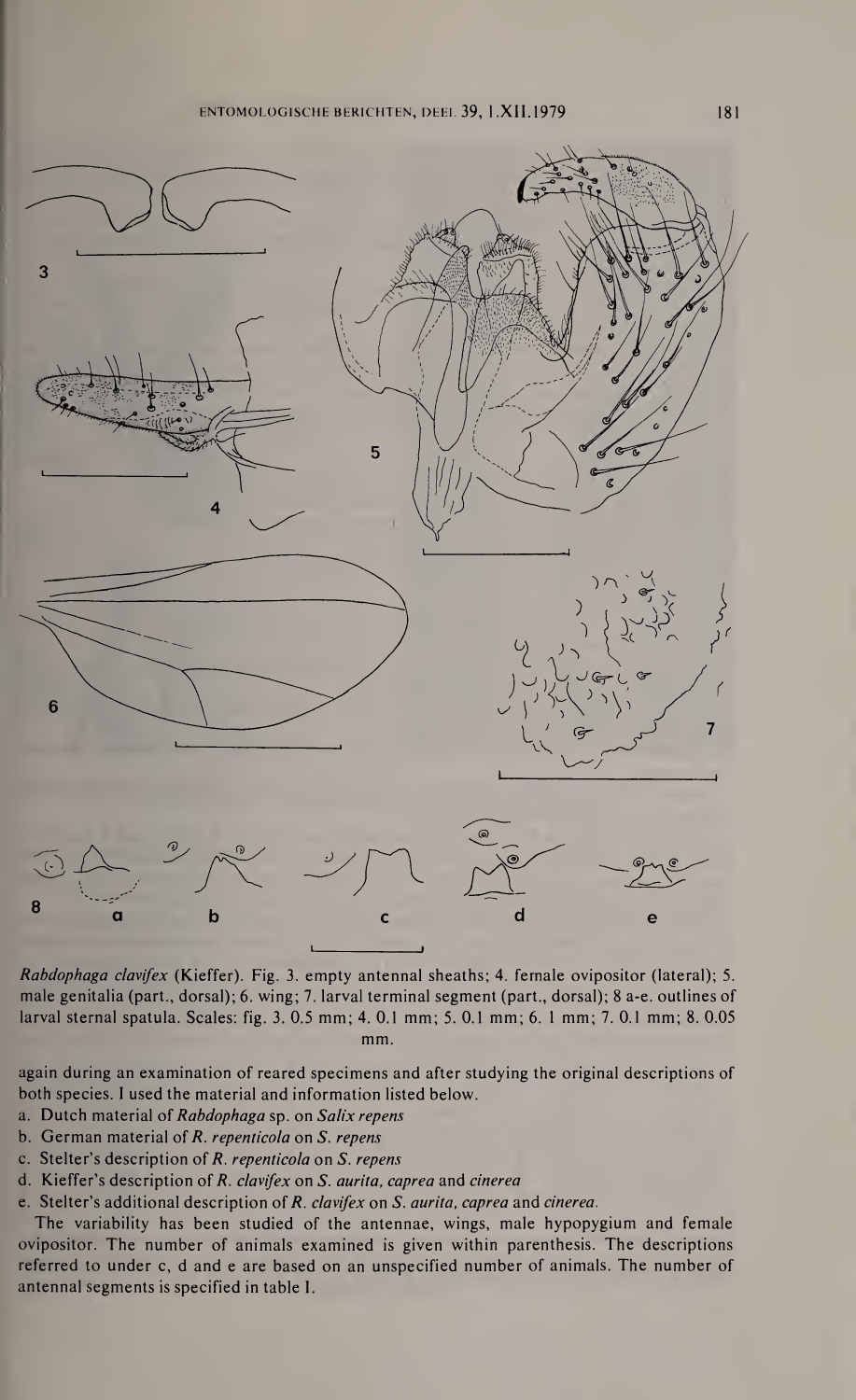*Rabdophaga clavifex* (Kieffer). Fig. 3. empty antennal sheaths; 4. female ovipositor (lateral); 5. male genitalia (part., dorsal); 6. wing; 7. larval terminal segment (part., dorsal); 8 a-e. outlines of larval sternal spatula. Scales: fig. 3. 0.5 mm; 4. 0.1 mm; 5. 0.1 mm; 6. 1 mm; 7. 0.1 mm; 8. 0.05 mm.

again during an examination of reared specimens and after studying the original descriptions of both species. I used the material and information listed below.

a. Dutch material of *Rabdophaga* sp. on *Salix repens*
b. German material of *R. repenticola* on *S. repens*
c. Stelter's description of *R. repenticola* on *S. repens*
d. Kieffer's description of *R. clavifex* on *S. aurita, caprea* and *cinerea*
e. Stelter's additional description of *R. clavifex* on *S. aurita, caprea* and *cinerea*.

The variability has been studied of the antennae, wings, male hypopygium and female ovipositor. The number of animals examined is given within parenthesis. The descriptions referred to under c, d and e are based on an unspecified number of animals. The number of antennal segments is specified in table I.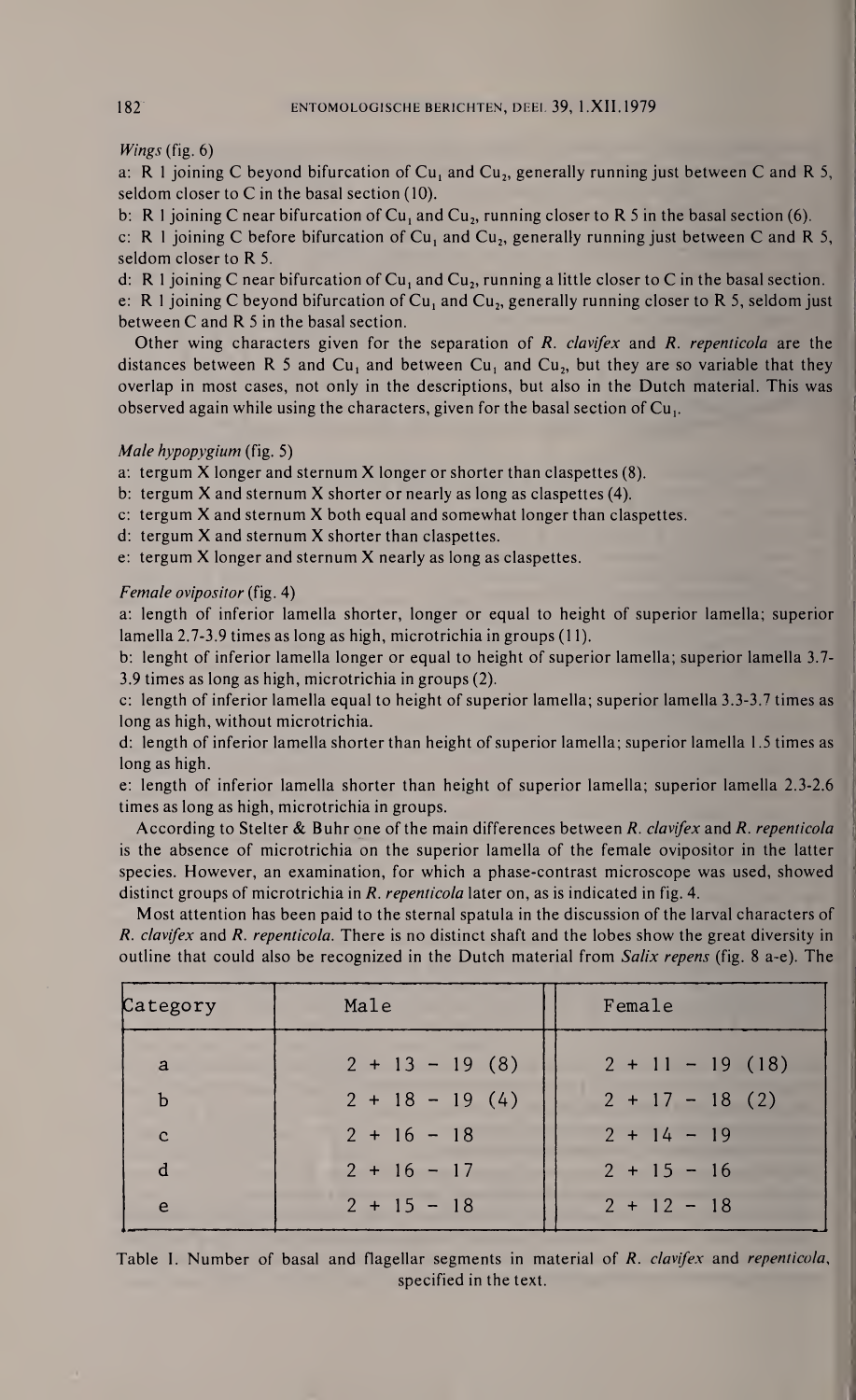*Wings* (fig. 6)

a: R 1 joining C beyond bifurcation of $Cu_1$ and $Cu_2$, generally running just between C and R 5, seldom closer to C in the basal section (10).

b: R 1 joining C near bifurcation of $Cu_1$ and $Cu_2$, running closer to R 5 in the basal section (6).

c: R 1 joining C before bifurcation of $Cu_1$ and $Cu_2$, generally running just between C and R 5, seldom closer to R 5.

d: R 1 joining C near bifurcation of $Cu_1$ and $Cu_2$, running a little closer to C in the basal section.

e: R 1 joining C beyond bifurcation of $Cu_1$ and $Cu_2$, generally running closer to R 5, seldom just between C and R 5 in the basal section.

Other wing characters given for the separation of *R. clavifex* and *R. repenticola* are the distances between R 5 and $Cu_1$ and between $Cu_1$ and $Cu_2$, but they are so variable that they overlap in most cases, not only in the descriptions, but also in the Dutch material. This was observed again while using the characters, given for the basal section of $Cu_1$.

*Male hypopygium* (fig. 5)

a: tergum X longer and sternum X longer or shorter than claspettes (8).

b: tergum X and sternum X shorter or nearly as long as claspettes (4).

c: tergum X and sternum X both equal and somewhat longer than claspettes.

d: tergum X and sternum X shorter than claspettes.

e: tergum X longer and sternum X nearly as long as claspettes.

*Female ovipositor* (fig. 4)

a: length of inferior lamella shorter, longer or equal to height of superior lamella; superior lamella 2.7-3.9 times as long as high, microtrichia in groups (11).

b: lenght of inferior lamella longer or equal to height of superior lamella; superior lamella 3.7-3.9 times as long as high, microtrichia in groups (2).

c: length of inferior lamella equal to height of superior lamella; superior lamella 3.3-3.7 times as long as high, without microtrichia.

d: length of inferior lamella shorter than height of superior lamella; superior lamella 1.5 times as long as high.

e: length of inferior lamella shorter than height of superior lamella; superior lamella 2.3-2.6 times as long as high, microtrichia in groups.

According to Stelter & Buhr one of the main differences between *R. clavifex* and *R. repenticola* is the absence of microtrichia on the superior lamella of the female ovipositor in the latter species. However, an examination, for which a phase-contrast microscope was used, showed distinct groups of microtrichia in *R. repenticola* later on, as is indicated in fig. 4.

Most attention has been paid to the sternal spatula in the discussion of the larval characters of *R. clavifex* and *R. repenticola*. There is no distinct shaft and the lobes show the great diversity in outline that could also be recognized in the Dutch material from *Salix repens* (fig. 8 a-e). The

| Category | Male | Female |
|---|---|---|
| a | 2 + 13 - 19 (8) | 2 + 11 - 19 (18) |
| b | 2 + 18 - 19 (4) | 2 + 17 - 18 (2) |
| c | 2 + 16 - 18 | 2 + 14 - 19 |
| d | 2 + 16 - 17 | 2 + 15 - 16 |
| e | 2 + 15 - 18 | 2 + 12 - 18 |

Table 1. Number of basal and flagellar segments in material of *R. clavifex* and *repenticola*, specified in the text.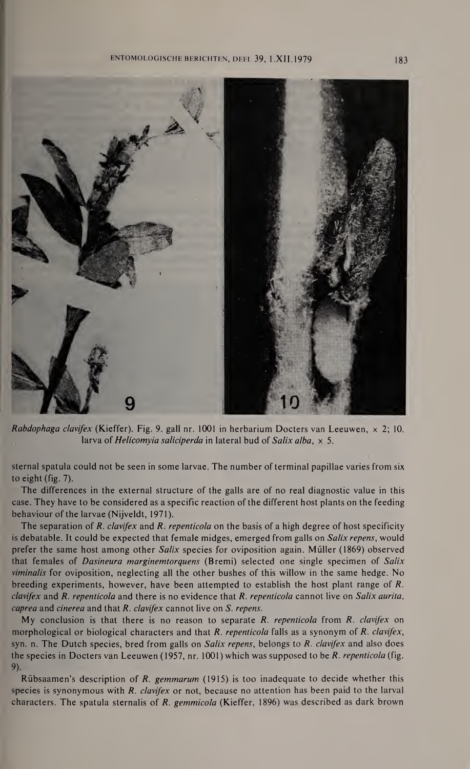*Rabdophaga clavifex* (Kieffer). Fig. 9. gall nr. 1001 in herbarium Docters van Leeuwen, × 2; 10. larva of *Helicomyia saliciperda* in lateral bud of *Salix alba*, × 5.

sternal spatula could not be seen in some larvae. The number of terminal papillae varies from six to eight (fig. 7).

The differences in the external structure of the galls are of no real diagnostic value in this case. They have to be considered as a specific reaction of the different host plants on the feeding behaviour of the larvae (Nijveldt, 1971).

The separation of *R. clavifex* and *R. repenticola* on the basis of a high degree of host specificity is debatable. It could be expected that female midges, emerged from galls on *Salix repens*, would prefer the same host among other *Salix* species for oviposition again. Müller (1869) observed that females of *Dasineura marginemtorquens* (Bremi) selected one single specimen of *Salix viminalis* for oviposition, neglecting all the other bushes of this willow in the same hedge. No breeding experiments, however, have been attempted to establish the host plant range of *R. clavifex* and *R. repenticola* and there is no evidence that *R. repenticola* cannot live on *Salix aurita, caprea* and *cinerea* and that *R. clavifex* cannot live on *S. repens*.

My conclusion is that there is no reason to separate *R. repenticola* from *R. clavifex* on morphological or biological characters and that *R. repenticola* falls as a synonym of *R. clavifex*, syn. n. The Dutch species, bred from galls on *Salix repens*, belongs to *R. clavifex* and also does the species in Docters van Leeuwen (1957, nr. 1001) which was supposed to be *R. repenticola* (fig. 9).

Rübsaamen's description of *R. gemmarum* (1915) is too inadequate to decide whether this species is synonymous with *R. clavifex* or not, because no attention has been paid to the larval characters. The spatula sternalis of *R. gemmicola* (Kieffer, 1896) was described as dark brown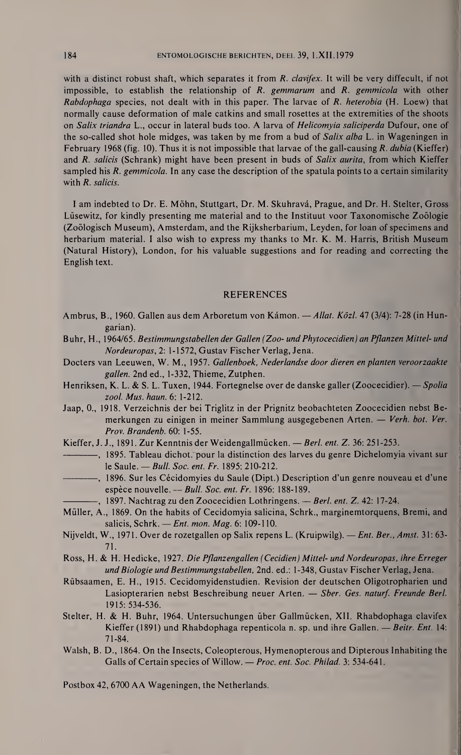with a distinct robust shaft, which separates it from *R. clavifex*. It will be very diffecult, if not impossible, to establish the relationship of *R. gemmarum* and *R. gemmicola* with other *Rabdophaga* species, not dealt with in this paper. The larvae of *R. heterobia* (H. Loew) that normally cause deformation of male catkins and small rosettes at the extremities of the shoots on *Salix triandra* L., occur in lateral buds too. A larva of *Helicomyia saliciperda* Dufour, one of the so-called shot hole midges, was taken by me from a bud of *Salix alba* L. in Wageningen in February 1968 (fig. 10). Thus it is not impossible that larvae of the gall-causing *R. dubia* (Kieffer) and *R. salicis* (Schrank) might have been present in buds of *Salix aurita*, from which Kieffer sampled his *R. gemmicola*. In any case the description of the spatula points to a certain similarity with *R. salicis*.

I am indebted to Dr. E. Möhn, Stuttgart, Dr. M. Skuhravá, Prague, and Dr. H. Stelter, Gross Lüsewitz, for kindly presenting me material and to the Instituut voor Taxonomische Zoölogie (Zoölogisch Museum), Amsterdam, and the Rijksherbarium, Leyden, for loan of specimens and herbarium material. I also wish to express my thanks to Mr. K. M. Harris, British Museum (Natural History), London, for his valuable suggestions and for reading and correcting the English text.

## REFERENCES

Ambrus, B., 1960. Gallen aus dem Arboretum von Kámon. — *Allat. Közl.* 47 (3/4): 7-28 (in Hungarian).

Buhr, H., 1964/65. *Bestimmungstabellen der Gallen (Zoo- und Phytocecidien) an Pflanzen Mittel- und Nordeuropas*, 2: 1-1572, Gustav Fischer Verlag, Jena.

Docters van Leeuwen, W. M., 1957. *Gallenboek, Nederlandse door dieren en planten veroorzaakte gallen.* 2nd ed., 1-332, Thieme, Zutphen.

Henriksen, K. L. & S. L. Tuxen, 1944. Fortegnelse over de danske galler (Zoocecidier). — *Spolia zool. Mus. haun.* 6: 1-212.

Jaap, 0., 1918. Verzeichnis der bei Triglitz in der Prignitz beobachteten Zoocecidien nebst Bemerkungen zu einigen in meiner Sammlung ausgegebenen Arten. — *Verh. bot. Ver. Prov. Brandenb.* 60: 1-55.

Kieffer, J. J., 1891. Zur Kenntnis der Weidengallmücken. — *Berl. ent. Z.* 36: 251-253.

———, 1895. Tableau dichot. pour la distinction des larves du genre Dichelomyia vivant sur le Saule. — *Bull. Soc. ent. Fr.* 1895: 210-212.

———, 1896. Sur les Cécidomyies du Saule (Dipt.) Description d'un genre nouveau et d'une espèce nouvelle. — *Bull. Soc. ent. Fr.* 1896: 188-189.

———, 1897. Nachtrag zu den Zoocecidien Lothringens. — *Berl. ent. Z.* 42: 17-24.

Müller, A., 1869. On the habits of Cecidomyia salicina, Schrk., marginemtorquens, Bremi, and salicis, Schrk. — *Ent. mon. Mag.* 6: 109-110.

Nijveldt, W., 1971. Over de rozetgallen op Salix repens L. (Kruipwilg). — *Ent. Ber., Amst.* 31: 63-71.

Ross, H. & H. Hedicke, 1927. *Die Pflanzengallen (Cecidien) Mittel- und Nordeuropas, ihre Erreger und Biologie und Bestimmungstabellen*, 2nd. ed.: 1-348, Gustav Fischer Verlag, Jena.

Rübsaamen, E. H., 1915. Cecidomyidenstudien. Revision der deutschen Oligotropharien und Lasiopterarien nebst Beschreibung neuer Arten. — *Sber. Ges. naturf. Freunde Berl.* 1915: 534-536.

Stelter, H. & H. Buhr, 1964. Untersuchungen über Gallmücken, XII. Rhabdophaga clavifex Kieffer (1891) und Rhabdophaga repenticola n. sp. und ihre Gallen. — *Beitr. Ent.* 14: 71-84.

Walsh, B. D., 1864. On the Insects, Coleopterous, Hymenopterous and Dipterous Inhabiting the Galls of Certain species of Willow. — *Proc. ent. Soc. Philad.* 3: 534-641.

Postbox 42, 6700 AA Wageningen, the Netherlands.